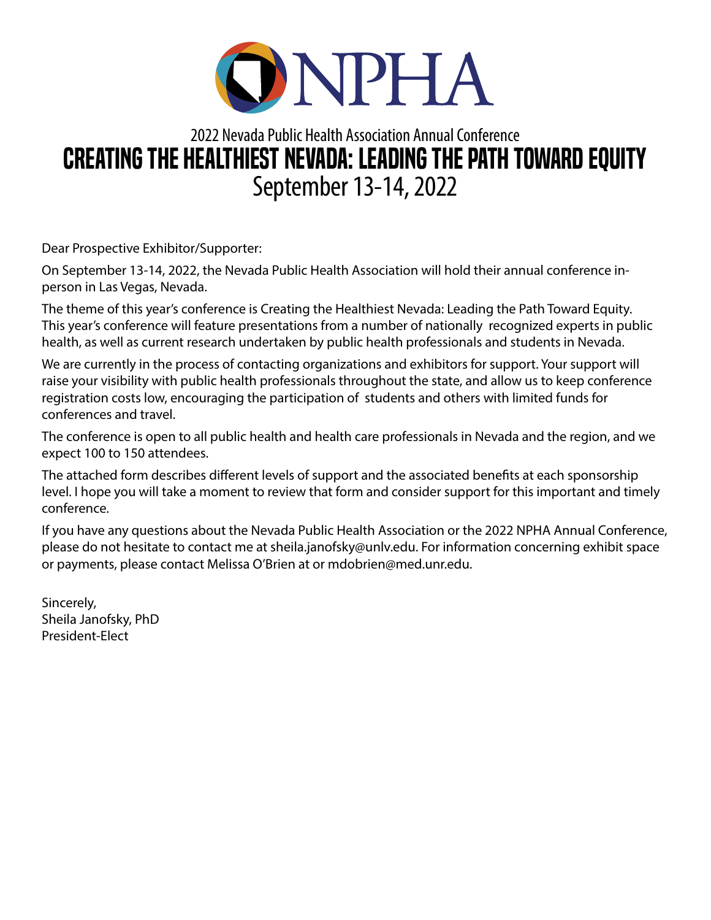NPHA

2022 Nevada Public Health Association Annual Conference

# CREATING THE HEALTHIEST NEVADA: LEADING THE PATH TOWARD EQUITY

September 13-14, 2022

Dear Prospective Exhibitor/Supporter:

On September 13-14, 2022, the Nevada Public Health Association will hold their annual conference in-person in Las Vegas, Nevada.

The theme of this year's conference is Creating the Healthiest Nevada: Leading the Path Toward Equity. This year's conference will feature presentations from a number of nationally recognized experts in public health, as well as current research undertaken by public health professionals and students in Nevada.

We are currently in the process of contacting organizations and exhibitors for support. Your support will raise your visibility with public health professionals throughout the state, and allow us to keep conference registration costs low, encouraging the participation of students and others with limited funds for conferences and travel.

The conference is open to all public health and health care professionals in Nevada and the region, and we expect 100 to 150 attendees.

The attached form describes different levels of support and the associated benefits at each sponsorship level. I hope you will take a moment to review that form and consider support for this important and timely conference.

If you have any questions about the Nevada Public Health Association or the 2022 NPHA Annual Conference, please do not hesitate to contact me at sheila.janofsky@unlv.edu. For information concerning exhibit space or payments, please contact Melissa O'Brien at or mdobrien@med.unr.edu.

Sincerely,
Sheila Janofsky, PhD
President-Elect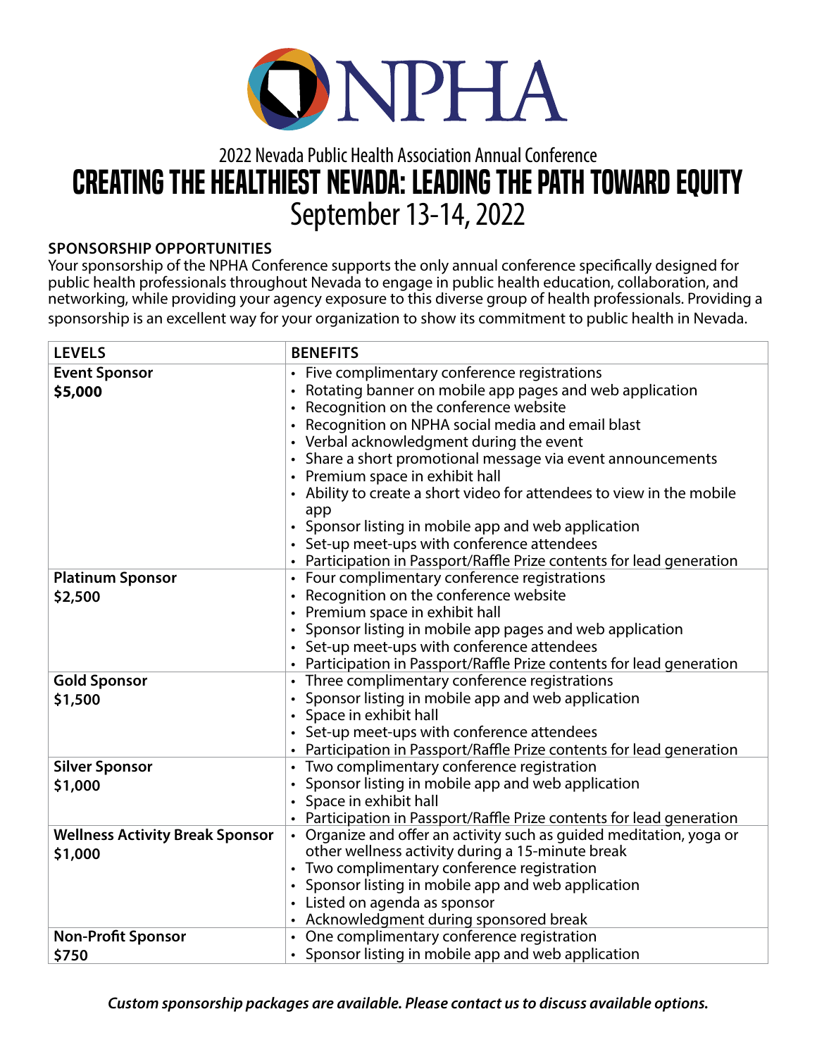NPHA

2022 Nevada Public Health Association Annual Conference

# CREATING THE HEALTHIEST NEVADA: LEADING THE PATH TOWARD EQUITY

September 13-14, 2022

## SPONSORSHIP OPPORTUNITIES

Your sponsorship of the NPHA Conference supports the only annual conference specifically designed for public health professionals throughout Nevada to engage in public health education, collaboration, and networking, while providing your agency exposure to this diverse group of health professionals. Providing a sponsorship is an excellent way for your organization to show its commitment to public health in Nevada.

| LEVELS | BENEFITS |
| --- | --- |
| **Event Sponsor**<br>**$5,000** | • Five complimentary conference registrations<br>• Rotating banner on mobile app pages and web application<br>• Recognition on the conference website<br>• Recognition on NPHA social media and email blast<br>• Verbal acknowledgment during the event<br>• Share a short promotional message via event announcements<br>• Premium space in exhibit hall<br>• Ability to create a short video for attendees to view in the mobile app<br>• Sponsor listing in mobile app and web application<br>• Set-up meet-ups with conference attendees<br>• Participation in Passport/Raffle Prize contents for lead generation |
| **Platinum Sponsor**<br>**$2,500** | • Four complimentary conference registrations<br>• Recognition on the conference website<br>• Premium space in exhibit hall<br>• Sponsor listing in mobile app pages and web application<br>• Set-up meet-ups with conference attendees<br>• Participation in Passport/Raffle Prize contents for lead generation |
| **Gold Sponsor**<br>**$1,500** | • Three complimentary conference registrations<br>• Sponsor listing in mobile app and web application<br>• Space in exhibit hall<br>• Set-up meet-ups with conference attendees<br>• Participation in Passport/Raffle Prize contents for lead generation |
| **Silver Sponsor**<br>**$1,000** | • Two complimentary conference registration<br>• Sponsor listing in mobile app and web application<br>• Space in exhibit hall<br>• Participation in Passport/Raffle Prize contents for lead generation |
| **Wellness Activity Break Sponsor**<br>**$1,000** | • Organize and offer an activity such as guided meditation, yoga or other wellness activity during a 15-minute break<br>• Two complimentary conference registration<br>• Sponsor listing in mobile app and web application<br>• Listed on agenda as sponsor<br>• Acknowledgment during sponsored break |
| **Non-Profit Sponsor**<br>**$750** | • One complimentary conference registration<br>• Sponsor listing in mobile app and web application |

***Custom sponsorship packages are available. Please contact us to discuss available options.***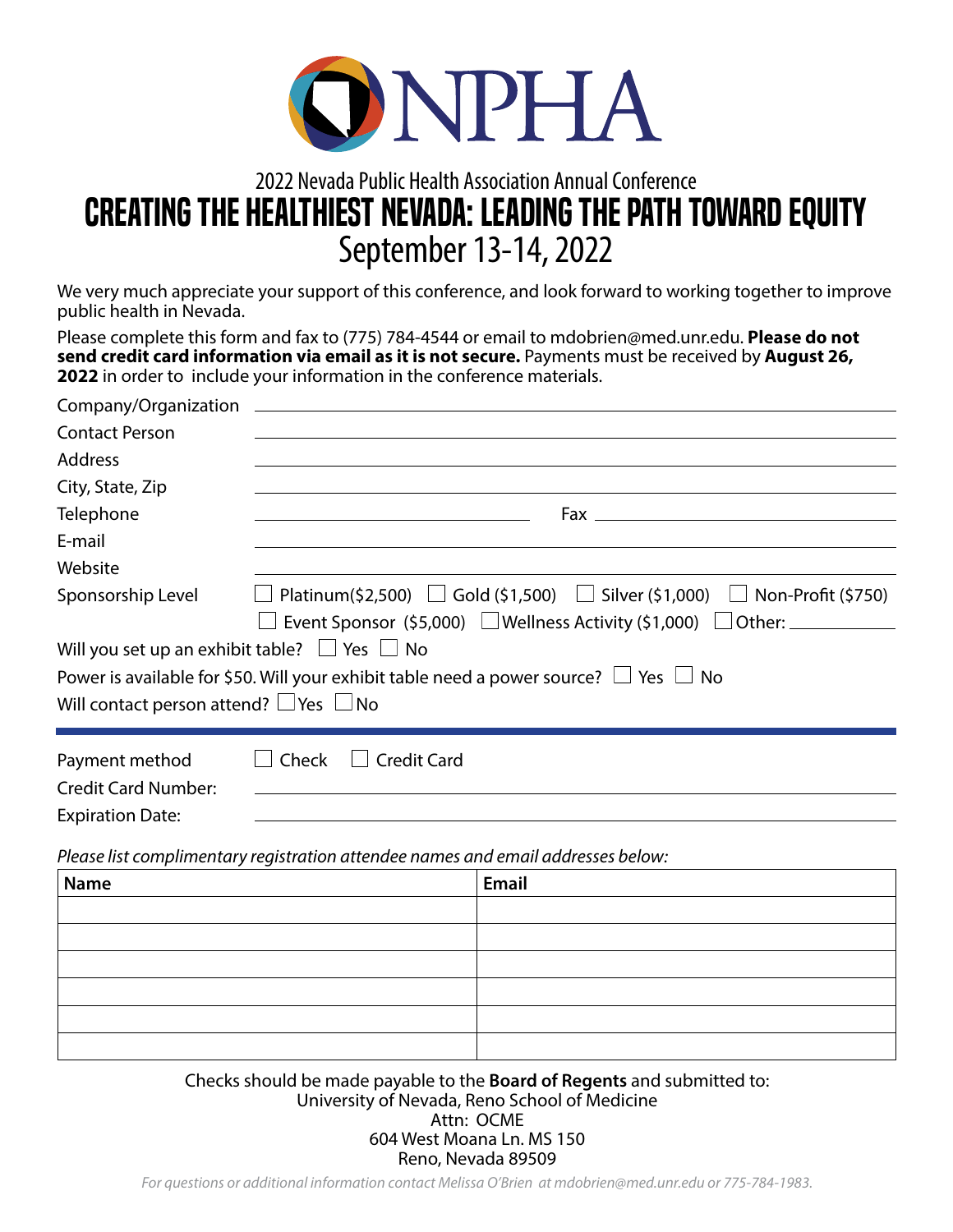# NPHA

2022 Nevada Public Health Association Annual Conference

## CREATING THE HEALTHIEST NEVADA: LEADING THE PATH TOWARD EQUITY

September 13-14, 2022

We very much appreciate your support of this conference, and look forward to working together to improve public health in Nevada.

Please complete this form and fax to (775) 784-4544 or email to mdobrien@med.unr.edu. **Please do not send credit card information via email as it is not secure.** Payments must be received by **August 26, 2022** in order to include your information in the conference materials.

Company/Organization ____________________

Contact Person ____________________

Address ____________________

City, State, Zip ____________________

Telephone ____________________ Fax ____________________

E-mail ____________________

Website ____________________

Sponsorship Level ☐ Platinum($2,500) ☐ Gold ($1,500) ☐ Silver ($1,000) ☐ Non-Profit ($750) ☐ Event Sponsor ($5,000) ☐ Wellness Activity ($1,000) ☐ Other: ____________

Will you set up an exhibit table? ☐ Yes ☐ No

Power is available for $50. Will your exhibit table need a power source? ☐ Yes ☐ No

Will contact person attend? ☐ Yes ☐ No

---

Payment method ☐ Check ☐ Credit Card

Credit Card Number: ____________________

Expiration Date: ____________________

*Please list complimentary registration attendee names and email addresses below:*

| Name | Email |
|---|---|
| | |
| | |
| | |
| | |
| | |
| | |

Checks should be made payable to the **Board of Regents** and submitted to:
University of Nevada, Reno School of Medicine
Attn: OCME
604 West Moana Ln. MS 150
Reno, Nevada 89509

*For questions or additional information contact Melissa O'Brien at mdobrien@med.unr.edu or 775-784-1983.*